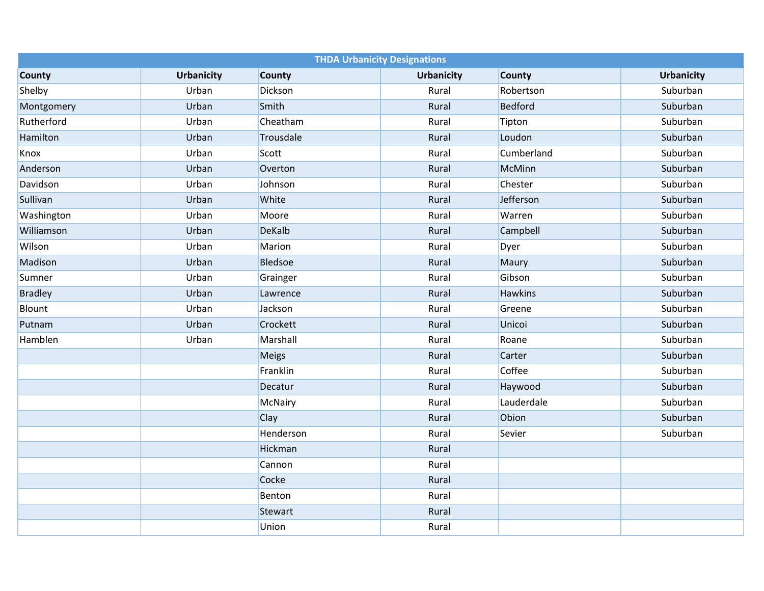| THDA Urbanicity Designations | | | | | |
|---|---|---|---|---|---|
| County | Urbanicity | County | Urbanicity | County | Urbanicity |
| Shelby | Urban | Dickson | Rural | Robertson | Suburban |
| Montgomery | Urban | Smith | Rural | Bedford | Suburban |
| Rutherford | Urban | Cheatham | Rural | Tipton | Suburban |
| Hamilton | Urban | Trousdale | Rural | Loudon | Suburban |
| Knox | Urban | Scott | Rural | Cumberland | Suburban |
| Anderson | Urban | Overton | Rural | McMinn | Suburban |
| Davidson | Urban | Johnson | Rural | Chester | Suburban |
| Sullivan | Urban | White | Rural | Jefferson | Suburban |
| Washington | Urban | Moore | Rural | Warren | Suburban |
| Williamson | Urban | DeKalb | Rural | Campbell | Suburban |
| Wilson | Urban | Marion | Rural | Dyer | Suburban |
| Madison | Urban | Bledsoe | Rural | Maury | Suburban |
| Sumner | Urban | Grainger | Rural | Gibson | Suburban |
| Bradley | Urban | Lawrence | Rural | Hawkins | Suburban |
| Blount | Urban | Jackson | Rural | Greene | Suburban |
| Putnam | Urban | Crockett | Rural | Unicoi | Suburban |
| Hamblen | Urban | Marshall | Rural | Roane | Suburban |
| | | Meigs | Rural | Carter | Suburban |
| | | Franklin | Rural | Coffee | Suburban |
| | | Decatur | Rural | Haywood | Suburban |
| | | McNairy | Rural | Lauderdale | Suburban |
| | | Clay | Rural | Obion | Suburban |
| | | Henderson | Rural | Sevier | Suburban |
| | | Hickman | Rural | | |
| | | Cannon | Rural | | |
| | | Cocke | Rural | | |
| | | Benton | Rural | | |
| | | Stewart | Rural | | |
| | | Union | Rural | | |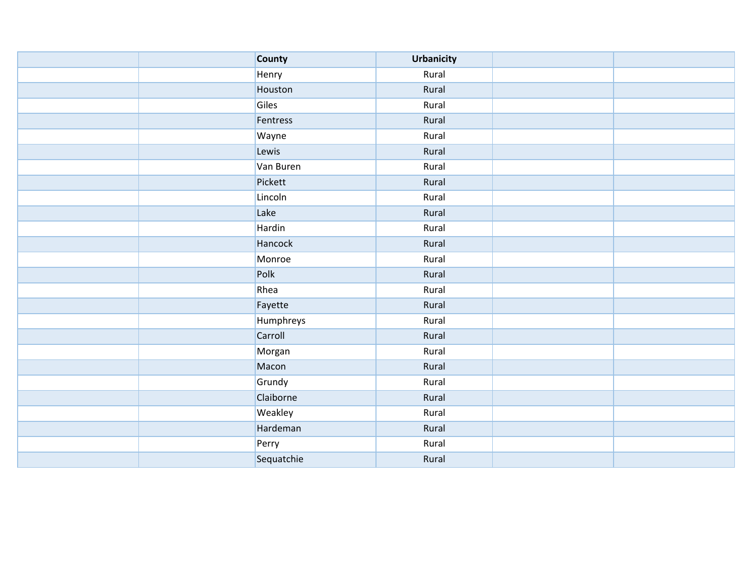| | | County | Urbanicity | | |
|---|---|---|---|---|---|
| | | Henry | Rural | | |
| | | Houston | Rural | | |
| | | Giles | Rural | | |
| | | Fentress | Rural | | |
| | | Wayne | Rural | | |
| | | Lewis | Rural | | |
| | | Van Buren | Rural | | |
| | | Pickett | Rural | | |
| | | Lincoln | Rural | | |
| | | Lake | Rural | | |
| | | Hardin | Rural | | |
| | | Hancock | Rural | | |
| | | Monroe | Rural | | |
| | | Polk | Rural | | |
| | | Rhea | Rural | | |
| | | Fayette | Rural | | |
| | | Humphreys | Rural | | |
| | | Carroll | Rural | | |
| | | Morgan | Rural | | |
| | | Macon | Rural | | |
| | | Grundy | Rural | | |
| | | Claiborne | Rural | | |
| | | Weakley | Rural | | |
| | | Hardeman | Rural | | |
| | | Perry | Rural | | |
| | | Sequatchie | Rural | | |